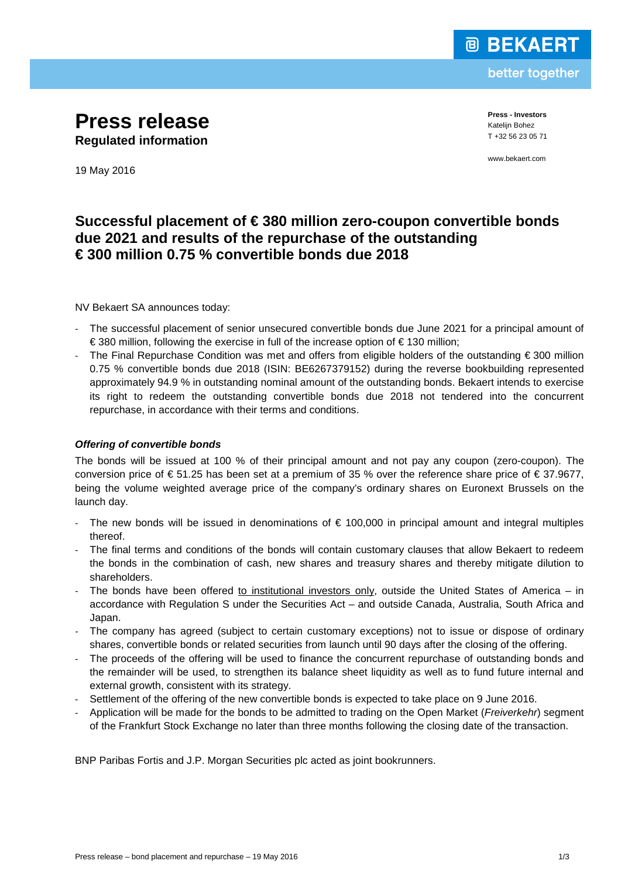# Press release
**Regulated information**

19 May 2016

**Press - Investors**
Katelijn Bohez
T +32 56 23 05 71

www.bekaert.com

## Successful placement of € 380 million zero-coupon convertible bonds due 2021 and results of the repurchase of the outstanding € 300 million 0.75 % convertible bonds due 2018

NV Bekaert SA announces today:

- The successful placement of senior unsecured convertible bonds due June 2021 for a principal amount of € 380 million, following the exercise in full of the increase option of € 130 million;
- The Final Repurchase Condition was met and offers from eligible holders of the outstanding € 300 million 0.75 % convertible bonds due 2018 (ISIN: BE6267379152) during the reverse bookbuilding represented approximately 94.9 % in outstanding nominal amount of the outstanding bonds. Bekaert intends to exercise its right to redeem the outstanding convertible bonds due 2018 not tendered into the concurrent repurchase, in accordance with their terms and conditions.

### *Offering of convertible bonds*

The bonds will be issued at 100 % of their principal amount and not pay any coupon (zero-coupon). The conversion price of € 51.25 has been set at a premium of 35 % over the reference share price of € 37.9677, being the volume weighted average price of the company's ordinary shares on Euronext Brussels on the launch day.

- The new bonds will be issued in denominations of € 100,000 in principal amount and integral multiples thereof.
- The final terms and conditions of the bonds will contain customary clauses that allow Bekaert to redeem the bonds in the combination of cash, new shares and treasury shares and thereby mitigate dilution to shareholders.
- The bonds have been offered to institutional investors only, outside the United States of America – in accordance with Regulation S under the Securities Act – and outside Canada, Australia, South Africa and Japan.
- The company has agreed (subject to certain customary exceptions) not to issue or dispose of ordinary shares, convertible bonds or related securities from launch until 90 days after the closing of the offering.
- The proceeds of the offering will be used to finance the concurrent repurchase of outstanding bonds and the remainder will be used, to strengthen its balance sheet liquidity as well as to fund future internal and external growth, consistent with its strategy.
- Settlement of the offering of the new convertible bonds is expected to take place on 9 June 2016.
- Application will be made for the bonds to be admitted to trading on the Open Market (*Freiverkehr*) segment of the Frankfurt Stock Exchange no later than three months following the closing date of the transaction.

BNP Paribas Fortis and J.P. Morgan Securities plc acted as joint bookrunners.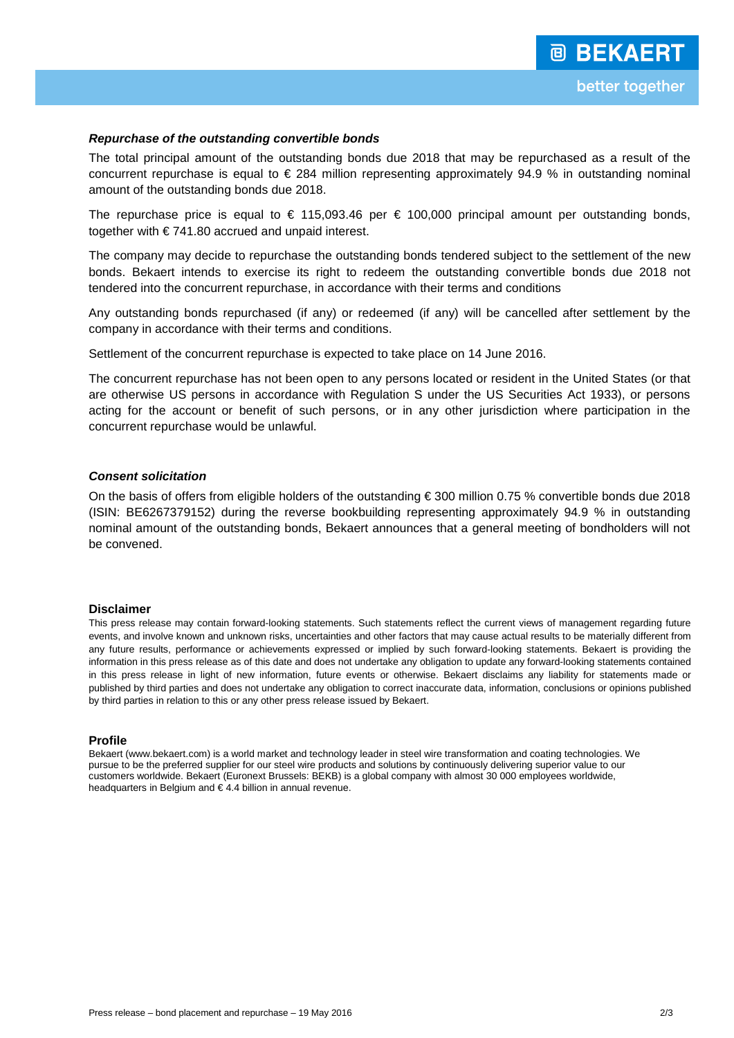### *Repurchase of the outstanding convertible bonds*

The total principal amount of the outstanding bonds due 2018 that may be repurchased as a result of the concurrent repurchase is equal to € 284 million representing approximately 94.9 % in outstanding nominal amount of the outstanding bonds due 2018.

The repurchase price is equal to € 115,093.46 per € 100,000 principal amount per outstanding bonds, together with € 741.80 accrued and unpaid interest.

The company may decide to repurchase the outstanding bonds tendered subject to the settlement of the new bonds. Bekaert intends to exercise its right to redeem the outstanding convertible bonds due 2018 not tendered into the concurrent repurchase, in accordance with their terms and conditions

Any outstanding bonds repurchased (if any) or redeemed (if any) will be cancelled after settlement by the company in accordance with their terms and conditions.

Settlement of the concurrent repurchase is expected to take place on 14 June 2016.

The concurrent repurchase has not been open to any persons located or resident in the United States (or that are otherwise US persons in accordance with Regulation S under the US Securities Act 1933), or persons acting for the account or benefit of such persons, or in any other jurisdiction where participation in the concurrent repurchase would be unlawful.

### *Consent solicitation*

On the basis of offers from eligible holders of the outstanding € 300 million 0.75 % convertible bonds due 2018 (ISIN: BE6267379152) during the reverse bookbuilding representing approximately 94.9 % in outstanding nominal amount of the outstanding bonds, Bekaert announces that a general meeting of bondholders will not be convened.

**Disclaimer**

This press release may contain forward-looking statements. Such statements reflect the current views of management regarding future events, and involve known and unknown risks, uncertainties and other factors that may cause actual results to be materially different from any future results, performance or achievements expressed or implied by such forward-looking statements. Bekaert is providing the information in this press release as of this date and does not undertake any obligation to update any forward-looking statements contained in this press release in light of new information, future events or otherwise. Bekaert disclaims any liability for statements made or published by third parties and does not undertake any obligation to correct inaccurate data, information, conclusions or opinions published by third parties in relation to this or any other press release issued by Bekaert.

**Profile**

Bekaert (www.bekaert.com) is a world market and technology leader in steel wire transformation and coating technologies. We pursue to be the preferred supplier for our steel wire products and solutions by continuously delivering superior value to our customers worldwide. Bekaert (Euronext Brussels: BEKB) is a global company with almost 30 000 employees worldwide, headquarters in Belgium and € 4.4 billion in annual revenue.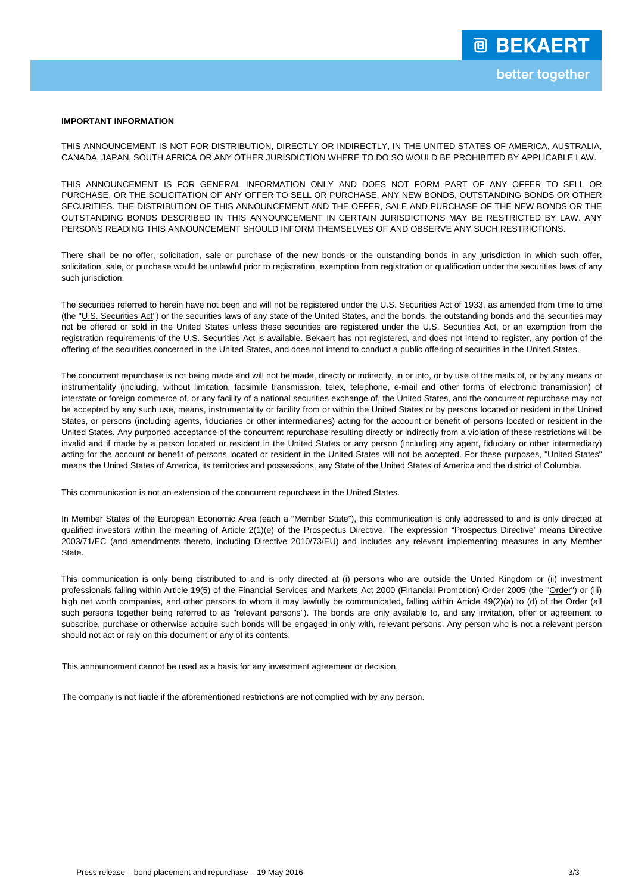**IMPORTANT INFORMATION**

THIS ANNOUNCEMENT IS NOT FOR DISTRIBUTION, DIRECTLY OR INDIRECTLY, IN THE UNITED STATES OF AMERICA, AUSTRALIA, CANADA, JAPAN, SOUTH AFRICA OR ANY OTHER JURISDICTION WHERE TO DO SO WOULD BE PROHIBITED BY APPLICABLE LAW.

THIS ANNOUNCEMENT IS FOR GENERAL INFORMATION ONLY AND DOES NOT FORM PART OF ANY OFFER TO SELL OR PURCHASE, OR THE SOLICITATION OF ANY OFFER TO SELL OR PURCHASE, ANY NEW BONDS, OUTSTANDING BONDS OR OTHER SECURITIES. THE DISTRIBUTION OF THIS ANNOUNCEMENT AND THE OFFER, SALE AND PURCHASE OF THE NEW BONDS OR THE OUTSTANDING BONDS DESCRIBED IN THIS ANNOUNCEMENT IN CERTAIN JURISDICTIONS MAY BE RESTRICTED BY LAW. ANY PERSONS READING THIS ANNOUNCEMENT SHOULD INFORM THEMSELVES OF AND OBSERVE ANY SUCH RESTRICTIONS.

There shall be no offer, solicitation, sale or purchase of the new bonds or the outstanding bonds in any jurisdiction in which such offer, solicitation, sale, or purchase would be unlawful prior to registration, exemption from registration or qualification under the securities laws of any such jurisdiction.

The securities referred to herein have not been and will not be registered under the U.S. Securities Act of 1933, as amended from time to time (the "U.S. Securities Act") or the securities laws of any state of the United States, and the bonds, the outstanding bonds and the securities may not be offered or sold in the United States unless these securities are registered under the U.S. Securities Act, or an exemption from the registration requirements of the U.S. Securities Act is available. Bekaert has not registered, and does not intend to register, any portion of the offering of the securities concerned in the United States, and does not intend to conduct a public offering of securities in the United States.

The concurrent repurchase is not being made and will not be made, directly or indirectly, in or into, or by use of the mails of, or by any means or instrumentality (including, without limitation, facsimile transmission, telex, telephone, e-mail and other forms of electronic transmission) of interstate or foreign commerce of, or any facility of a national securities exchange of, the United States, and the concurrent repurchase may not be accepted by any such use, means, instrumentality or facility from or within the United States or by persons located or resident in the United States, or persons (including agents, fiduciaries or other intermediaries) acting for the account or benefit of persons located or resident in the United States. Any purported acceptance of the concurrent repurchase resulting directly or indirectly from a violation of these restrictions will be invalid and if made by a person located or resident in the United States or any person (including any agent, fiduciary or other intermediary) acting for the account or benefit of persons located or resident in the United States will not be accepted. For these purposes, "United States" means the United States of America, its territories and possessions, any State of the United States of America and the district of Columbia.

This communication is not an extension of the concurrent repurchase in the United States.

In Member States of the European Economic Area (each a "Member State"), this communication is only addressed to and is only directed at qualified investors within the meaning of Article 2(1)(e) of the Prospectus Directive. The expression "Prospectus Directive" means Directive 2003/71/EC (and amendments thereto, including Directive 2010/73/EU) and includes any relevant implementing measures in any Member State.

This communication is only being distributed to and is only directed at (i) persons who are outside the United Kingdom or (ii) investment professionals falling within Article 19(5) of the Financial Services and Markets Act 2000 (Financial Promotion) Order 2005 (the "Order") or (iii) high net worth companies, and other persons to whom it may lawfully be communicated, falling within Article 49(2)(a) to (d) of the Order (all such persons together being referred to as "relevant persons"). The bonds are only available to, and any invitation, offer or agreement to subscribe, purchase or otherwise acquire such bonds will be engaged in only with, relevant persons. Any person who is not a relevant person should not act or rely on this document or any of its contents.

This announcement cannot be used as a basis for any investment agreement or decision.

The company is not liable if the aforementioned restrictions are not complied with by any person.